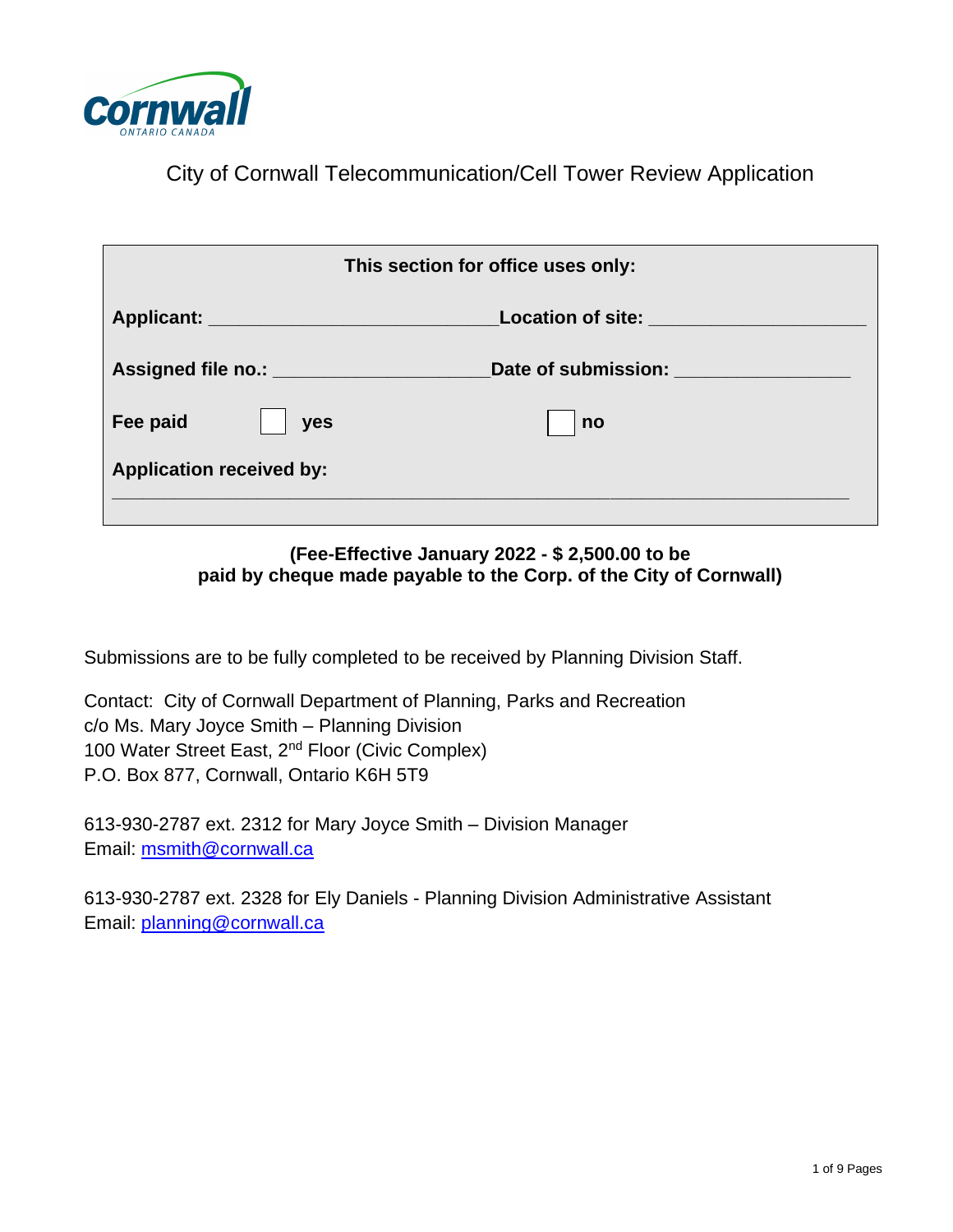Cornwall
ONTARIO CANADA

# City of Cornwall Telecommunication/Cell Tower Review Application

**This section for office uses only:**

**Applicant:** ____________________________ **Location of site:** _____________________

**Assigned file no.:** _____________________ **Date of submission:** _________________

**Fee paid** ☐ **yes** ☐ **no**

**Application received by:**

_______________________________________________________________________

**(Fee-Effective January 2022 - $ 2,500.00 to be paid by cheque made payable to the Corp. of the City of Cornwall)**

Submissions are to be fully completed to be received by Planning Division Staff.

Contact: City of Cornwall Department of Planning, Parks and Recreation
c/o Ms. Mary Joyce Smith – Planning Division
100 Water Street East, 2nd Floor (Civic Complex)
P.O. Box 877, Cornwall, Ontario K6H 5T9

613-930-2787 ext. 2312 for Mary Joyce Smith – Division Manager
Email: msmith@cornwall.ca

613-930-2787 ext. 2328 for Ely Daniels - Planning Division Administrative Assistant
Email: planning@cornwall.ca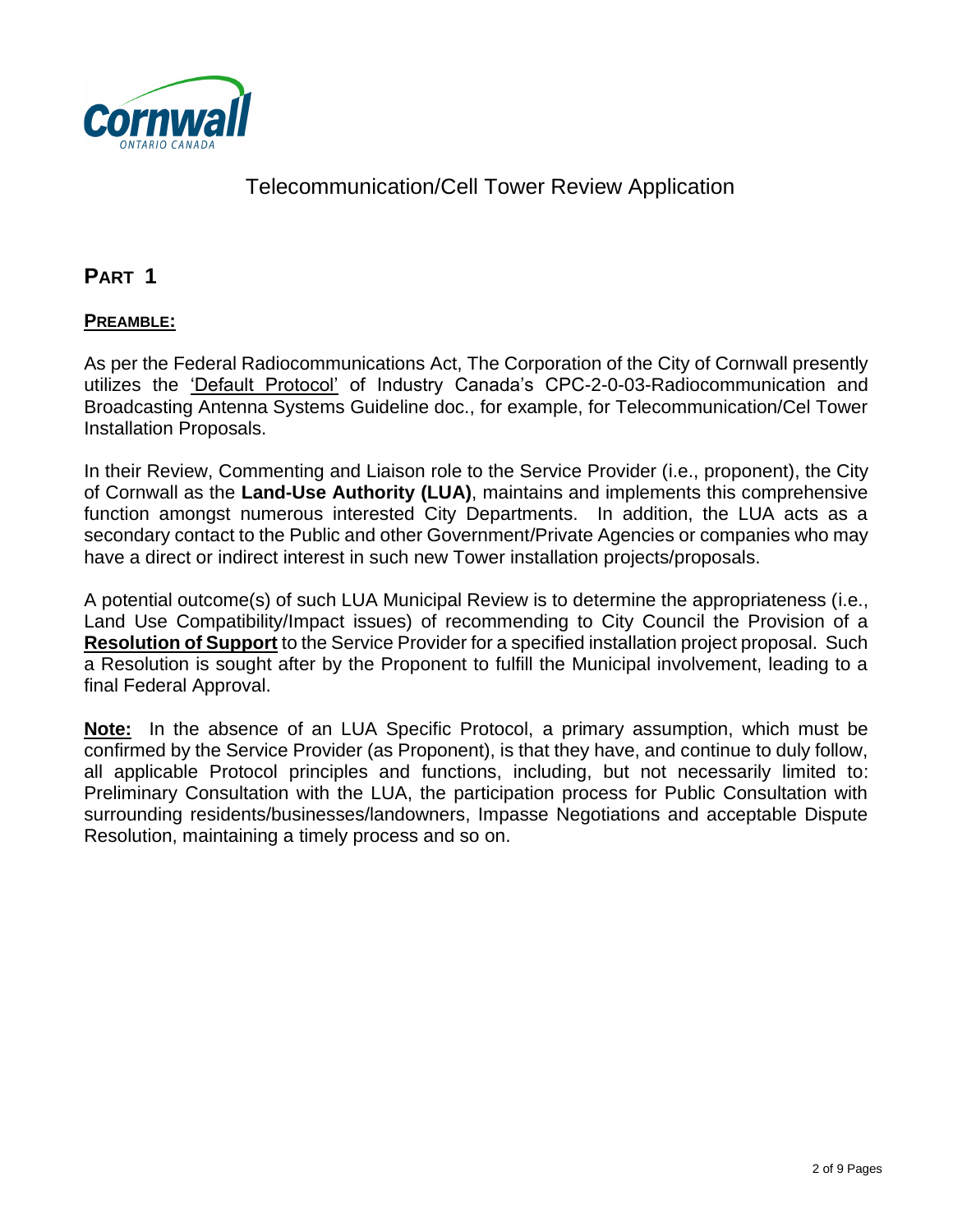Telecommunication/Cel Tower Review Application

## PART 1

### PREAMBLE:

As per the Federal Radiocommunications Act, The Corporation of the City of Cornwall presently utilizes the 'Default Protocol' of Industry Canada's CPC-2-0-03-Radiocommunication and Broadcasting Antenna Systems Guideline doc., for example, for Telecommunication/Cel Tower Installation Proposals.

In their Review, Commenting and Liaison role to the Service Provider (i.e., proponent), the City of Cornwall as the **Land-Use Authority (LUA)**, maintains and implements this comprehensive function amongst numerous interested City Departments. In addition, the LUA acts as a secondary contact to the Public and other Government/Private Agencies or companies who may have a direct or indirect interest in such new Tower installation projects/proposals.

A potential outcome(s) of such LUA Municipal Review is to determine the appropriateness (i.e., Land Use Compatibility/Impact issues) of recommending to City Council the Provision of a **Resolution of Support** to the Service Provider for a specified installation project proposal. Such a Resolution is sought after by the Proponent to fulfill the Municipal involvement, leading to a final Federal Approval.

**Note:** In the absence of an LUA Specific Protocol, a primary assumption, which must be confirmed by the Service Provider (as Proponent), is that they have, and continue to duly follow, all applicable Protocol principles and functions, including, but not necessarily limited to: Preliminary Consultation with the LUA, the participation process for Public Consultation with surrounding residents/businesses/landowners, Impasse Negotiations and acceptable Dispute Resolution, maintaining a timely process and so on.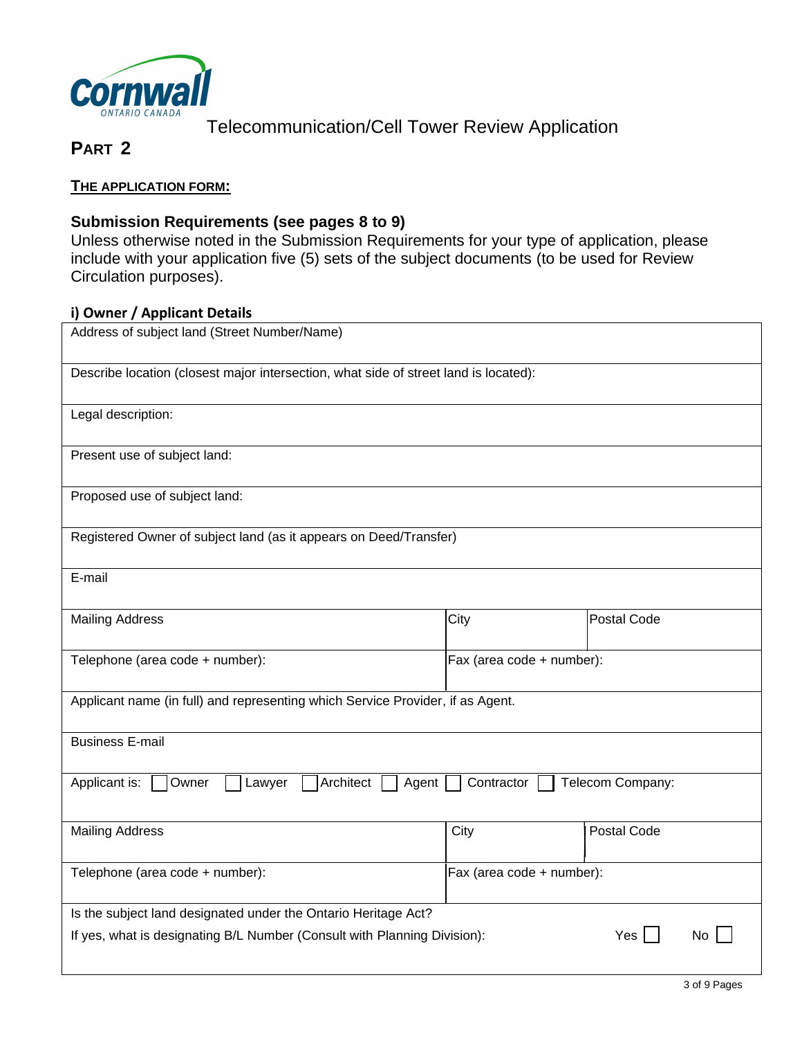Telecommunication/Cell Tower Review Application

## PART 2

**THE APPLICATION FORM:**

### Submission Requirements (see pages 8 to 9)

Unless otherwise noted in the Submission Requirements for your type of application, please include with your application five (5) sets of the subject documents (to be used for Review Circulation purposes).

**i) Owner / Applicant Details**

| | | |
|---|---|---|
| Address of subject land (Street Number/Name) | | |
| Describe location (closest major intersection, what side of street land is located): | | |
| Legal description: | | |
| Present use of subject land: | | |
| Proposed use of subject land: | | |
| Registered Owner of subject land (as it appears on Deed/Transfer) | | |
| E-mail | | |
| Mailing Address | City | Postal Code |
| Telephone (area code + number): | Fax (area code + number): | |
| Applicant name (in full) and representing which Service Provider, if as Agent. | | |
| Business E-mail | | |
| Applicant is: ☐ Owner ☐ Lawyer ☐ Architect ☐ Agent ☐ Contractor ☐ Telecom Company: | | |
| Mailing Address | City | Postal Code |
| Telephone (area code + number): | Fax (area code + number): | |
| Is the subject land designated under the Ontario Heritage Act? If yes, what is designating B/L Number (Consult with Planning Division): Yes ☐ No ☐ | | |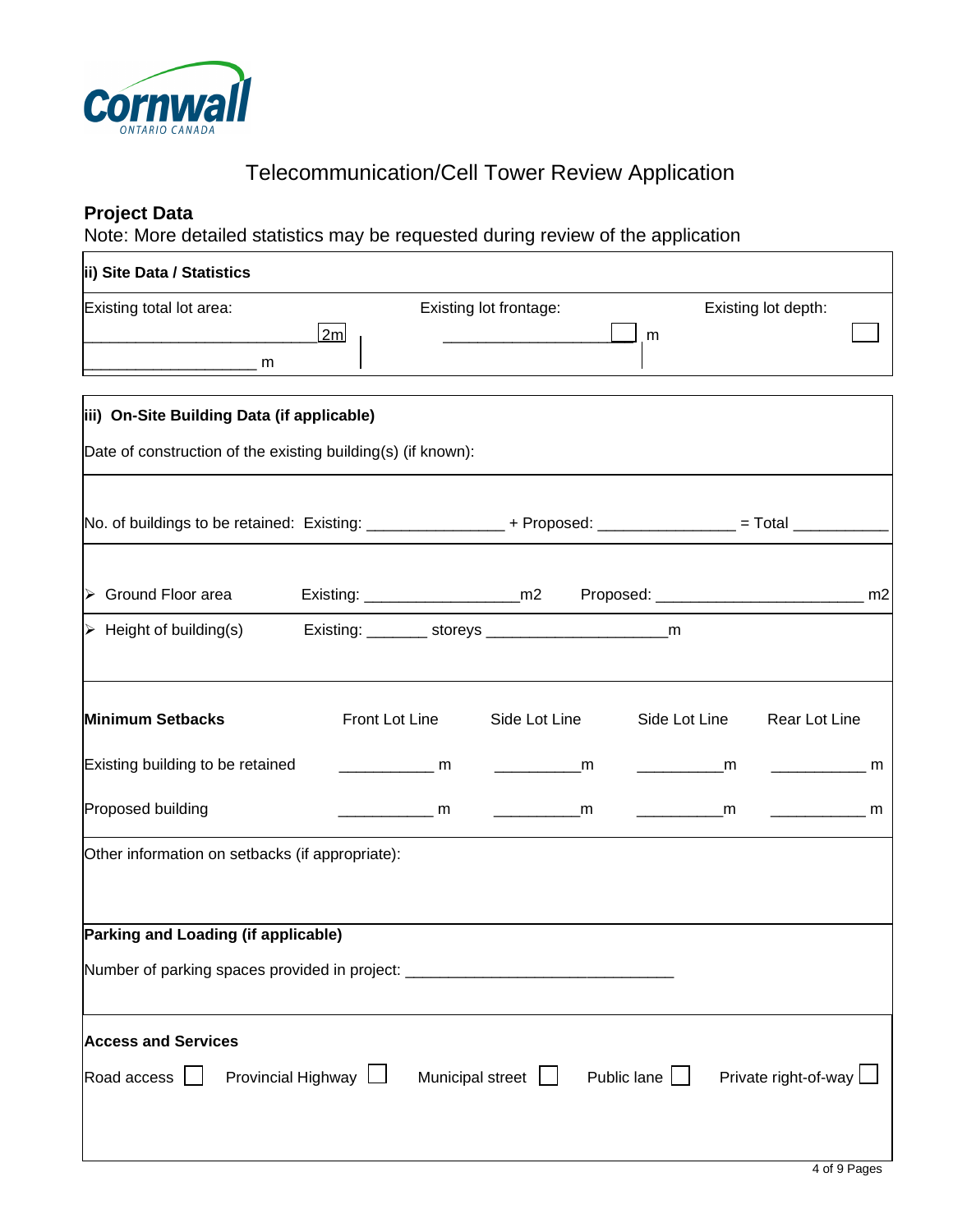Cornwall
ONTARIO CANADA

# Telecommunication/Cell Tower Review Application

## Project Data

Note: More detailed statistics may be requested during review of the application

### ii) Site Data / Statistics

| Existing total lot area: | Existing lot frontage: | Existing lot depth: |
|---|---|---|
| ________________________ 2m<br>____________________ m | ___________________ ☐ m | ☐ |

### iii) On-Site Building Data (if applicable)

Date of construction of the existing building(s) (if known):

No. of buildings to be retained: Existing: _______________ + Proposed: _______________ = Total __________

- Ground Floor area Existing: _________________m2 Proposed: _______________________ m2
- Height of building(s) Existing: _______ storeys ____________________m

| Minimum Setbacks | Front Lot Line | Side Lot Line | Side Lot Line | Rear Lot Line |
|---|---|---|---|---|
| Existing building to be retained | __________ m | _________m | _________m | __________ m |
| Proposed building | __________ m | _________m | _________m | __________ m |

Other information on setbacks (if appropriate):

**Parking and Loading (if applicable)**

Number of parking spaces provided in project: ______________________________

**Access and Services**

Road access ☐ Provincial Highway ☐ Municipal street ☐ Public lane ☐ Private right-of-way ☐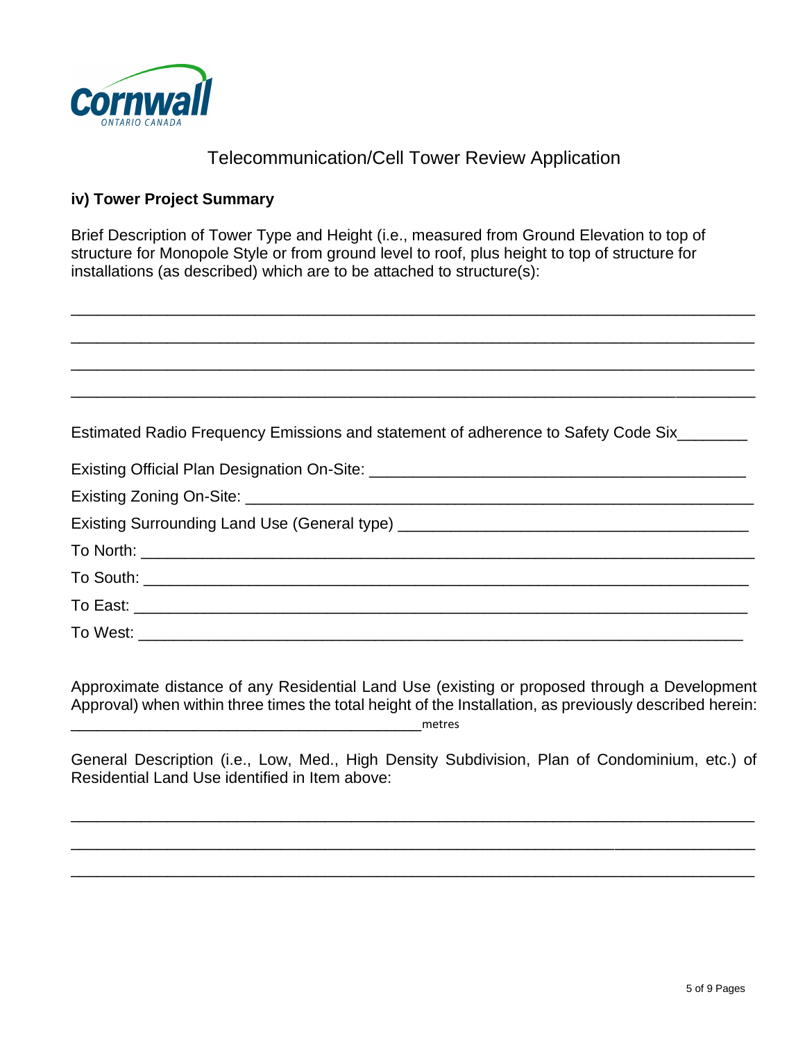Cornwall
ONTARIO CANADA

# Telecommunication/Cell Tower Review Application

**iv) Tower Project Summary**

Brief Description of Tower Type and Height (i.e., measured from Ground Elevation to top of structure for Monopole Style or from ground level to roof, plus height to top of structure for installations (as described) which are to be attached to structure(s):

___________________________________________________________________________

___________________________________________________________________________

___________________________________________________________________________

___________________________________________________________________________

Estimated Radio Frequency Emissions and statement of adherence to Safety Code Six________

Existing Official Plan Designation On-Site: ___________________________________________

Existing Zoning On-Site: ________________________________________________________

Existing Surrounding Land Use (General type) _______________________________________

To North: ___________________________________________________________________

To South: ___________________________________________________________________

To East: ____________________________________________________________________

To West: ___________________________________________________________________

Approximate distance of any Residential Land Use (existing or proposed through a Development Approval) when within three times the total height of the Installation, as previously described herein: ________________________________________metres

General Description (i.e., Low, Med., High Density Subdivision, Plan of Condominium, etc.) of Residential Land Use identified in Item above:

___________________________________________________________________________

___________________________________________________________________________

___________________________________________________________________________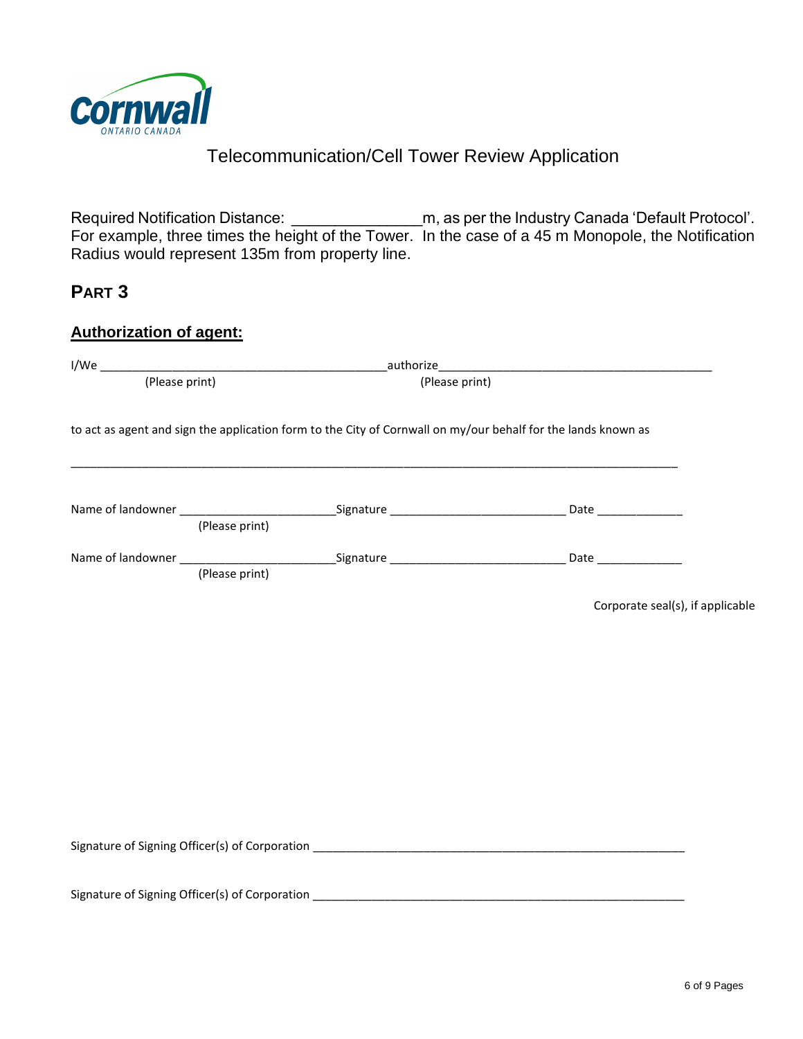Cornwall
ONTARIO CANADA

# Telecommunication/Cell Tower Review Application

Required Notification Distance: _______________m, as per the Industry Canada 'Default Protocol'. For example, three times the height of the Tower. In the case of a 45 m Monopole, the Notification Radius would represent 135m from property line.

## PART 3

### Authorization of agent:

I/We _____________________________________________authorize__________________________________________
(Please print) (Please print)

to act as agent and sign the application form to the City of Cornwall on my/our behalf for the lands known as

______________________________________________________________________________________________

Name of landowner ________________________Signature ___________________________ Date _____________
(Please print)

Name of landowner ________________________Signature ___________________________ Date _____________
(Please print)

Corporate seal(s), if applicable

Signature of Signing Officer(s) of Corporation __________________________________________________________

Signature of Signing Officer(s) of Corporation __________________________________________________________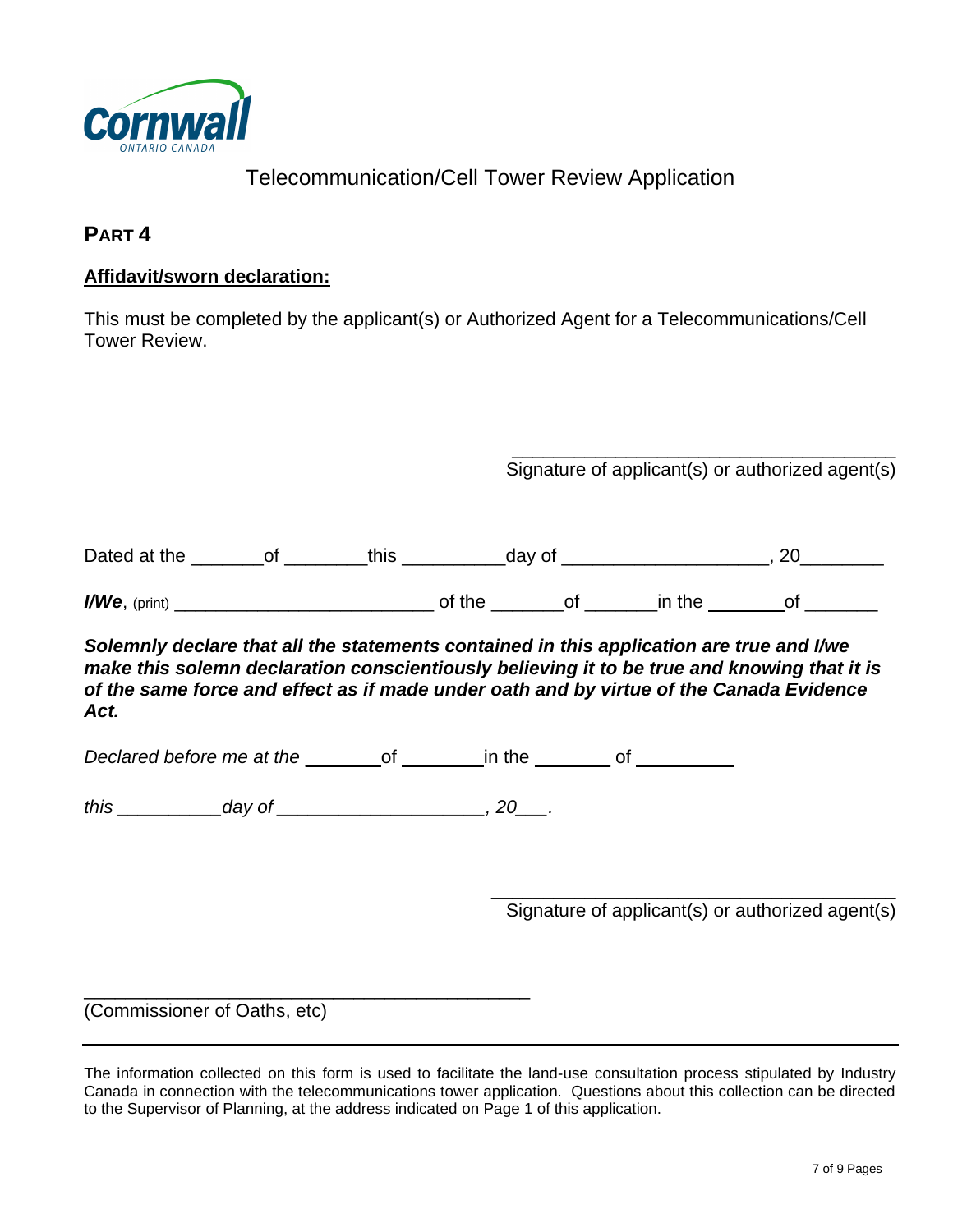Cornwall
ONTARIO CANADA

# Telecommunication/Cell Tower Review Application

## PART 4

**Affidavit/sworn declaration:**

This must be completed by the applicant(s) or Authorized Agent for a Telecommunications/Cell Tower Review.

\_\_\_\_\_\_\_\_\_\_\_\_\_\_\_\_\_\_\_\_\_\_\_\_\_\_\_\_\_\_\_\_\_\_\_\_\_\_
Signature of applicant(s) or authorized agent(s)

Dated at the \_\_\_\_\_\_\_of \_\_\_\_\_\_\_\_this \_\_\_\_\_\_\_\_\_\_day of \_\_\_\_\_\_\_\_\_\_\_\_\_\_\_\_\_\_\_\_, 20\_\_\_\_\_\_\_\_

***I/We***, (print) \_\_\_\_\_\_\_\_\_\_\_\_\_\_\_\_\_\_\_\_\_\_\_\_\_\_\_ of the \_\_\_\_\_\_\_of \_\_\_\_\_\_\_in the \_\_\_\_\_\_\_\_of \_\_\_\_\_\_\_

***Solemnly declare that all the statements contained in this application are true and I/we make this solemn declaration conscientiously believing it to be true and knowing that it is of the same force and effect as if made under oath and by virtue of the Canada Evidence Act.***

*Declared before me at the* \_\_\_\_\_\_\_\_of \_\_\_\_\_\_\_\_\_in the \_\_\_\_\_\_\_\_ of \_\_\_\_\_\_\_\_\_\_

*this \_\_\_\_\_\_\_\_\_\_\_day of \_\_\_\_\_\_\_\_\_\_\_\_\_\_\_\_\_\_\_\_\_, 20\_\_\_.*

\_\_\_\_\_\_\_\_\_\_\_\_\_\_\_\_\_\_\_\_\_\_\_\_\_\_\_\_\_\_\_\_\_\_\_\_\_\_
Signature of applicant(s) or authorized agent(s)

\_\_\_\_\_\_\_\_\_\_\_\_\_\_\_\_\_\_\_\_\_\_\_\_\_\_\_\_\_\_\_\_\_\_\_\_\_\_\_\_\_\_\_\_
(Commissioner of Oaths, etc)

---

The information collected on this form is used to facilitate the land-use consultation process stipulated by Industry Canada in connection with the telecommunications tower application. Questions about this collection can be directed to the Supervisor of Planning, at the address indicated on Page 1 of this application.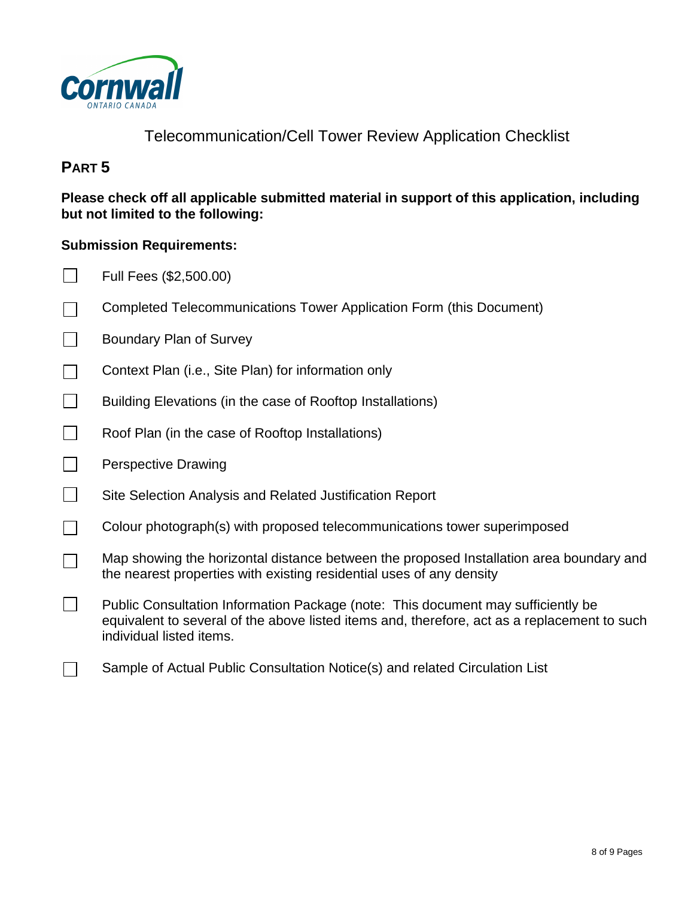Cornwall
ONTARIO CANADA

Telecommunication/Cell Tower Review Application Checklist

## PART 5

**Please check off all applicable submitted material in support of this application, including but not limited to the following:**

**Submission Requirements:**

- ☐ Full Fees ($2,500.00)
- ☐ Completed Telecommunications Tower Application Form (this Document)
- ☐ Boundary Plan of Survey
- ☐ Context Plan (i.e., Site Plan) for information only
- ☐ Building Elevations (in the case of Rooftop Installations)
- ☐ Roof Plan (in the case of Rooftop Installations)
- ☐ Perspective Drawing
- ☐ Site Selection Analysis and Related Justification Report
- ☐ Colour photograph(s) with proposed telecommunications tower superimposed
- ☐ Map showing the horizontal distance between the proposed Installation area boundary and the nearest properties with existing residential uses of any density
- ☐ Public Consultation Information Package (note: This document may sufficiently be equivalent to several of the above listed items and, therefore, act as a replacement to such individual listed items.
- ☐ Sample of Actual Public Consultation Notice(s) and related Circulation List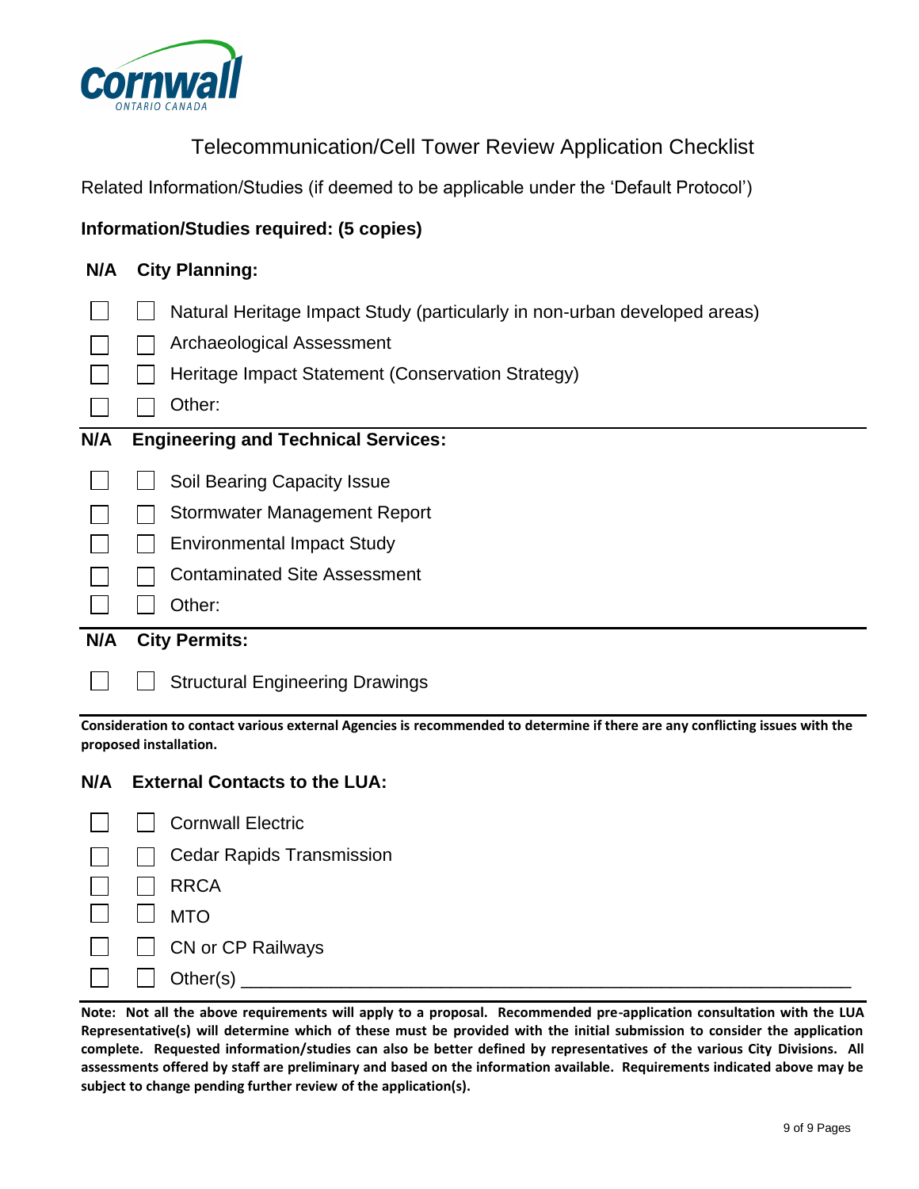# Telecommunication/Cell Tower Review Application Checklist

Related Information/Studies (if deemed to be applicable under the 'Default Protocol')

**Information/Studies required: (5 copies)**

| N/A | City Planning: |
| --- | --- |
| ☐ | ☐ Natural Heritage Impact Study (particularly in non-urban developed areas) |
| ☐ | ☐ Archaeological Assessment |
| ☐ | ☐ Heritage Impact Statement (Conservation Strategy) |
| ☐ | ☐ Other: |

| N/A | Engineering and Technical Services: |
| --- | --- |
| ☐ | ☐ Soil Bearing Capacity Issue |
| ☐ | ☐ Stormwater Management Report |
| ☐ | ☐ Environmental Impact Study |
| ☐ | ☐ Contaminated Site Assessment |
| ☐ | ☐ Other: |

| N/A | City Permits: |
| --- | --- |
| ☐ | ☐ Structural Engineering Drawings |

**Consideration to contact various external Agencies is recommended to determine if there are any conflicting issues with the proposed installation.**

| N/A | External Contacts to the LUA: |
| --- | --- |
| ☐ | ☐ Cornwall Electric |
| ☐ | ☐ Cedar Rapids Transmission |
| ☐ | ☐ RRCA |
| ☐ | ☐ MTO |
| ☐ | ☐ CN or CP Railways |
| ☐ | ☐ Other(s) ________________________________________________ |

**Note: Not all the above requirements will apply to a proposal. Recommended pre-application consultation with the LUA Representative(s) will determine which of these must be provided with the initial submission to consider the application complete. Requested information/studies can also be better defined by representatives of the various City Divisions. All assessments offered by staff are preliminary and based on the information available. Requirements indicated above may be subject to change pending further review of the application(s).**